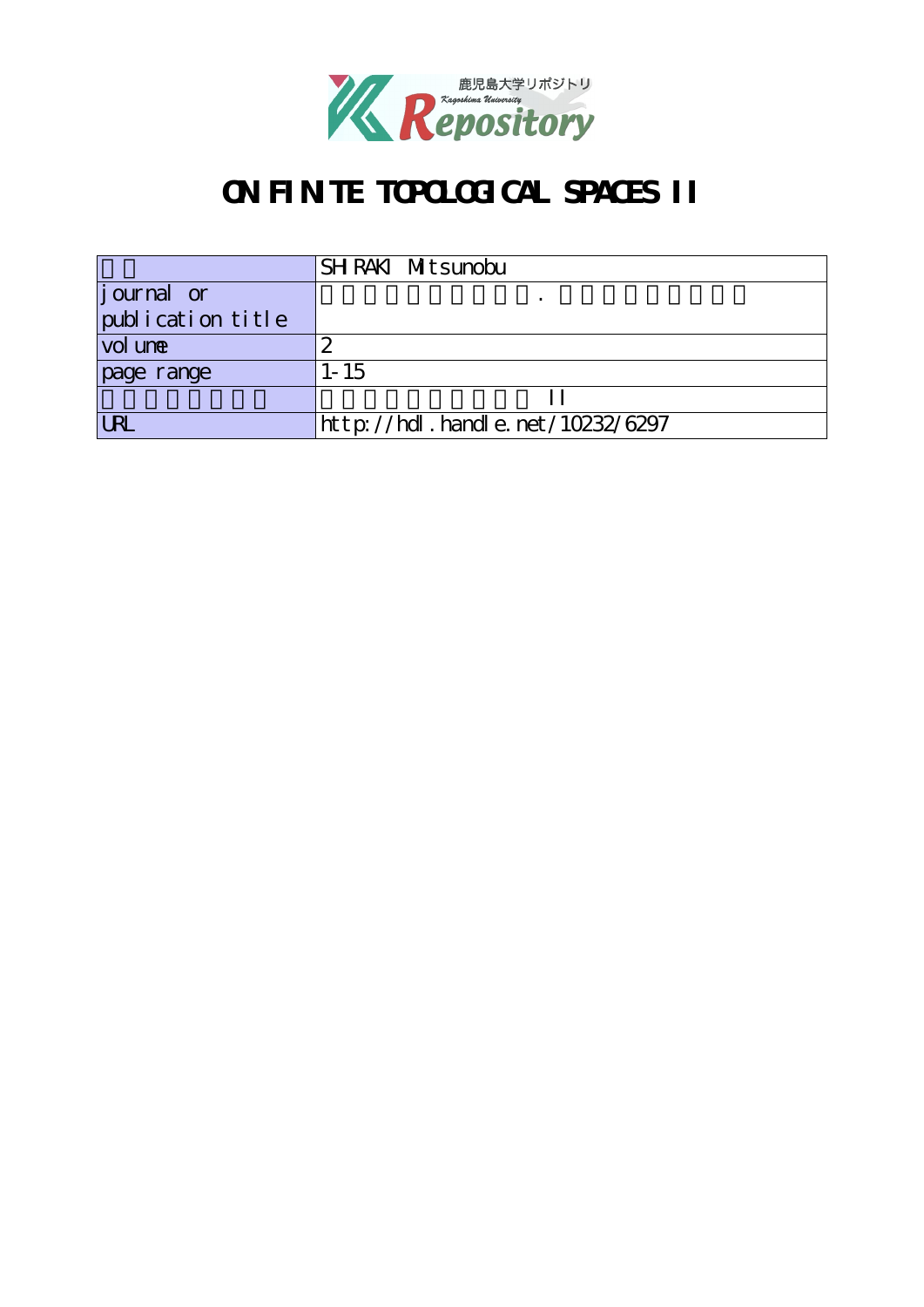鹿児島大学リポジトリ
Kagoshima University
Repository

# ON FINITE TOPOLOGICAL SPACES II

| | |
|---|---|
| | SHIRAKI Mitsunobu |
| journal or publication title | . |
| volume | 2 |
| page range | 1-15 |
| | II |
| URL | http://hdl.handle.net/10232/6297 |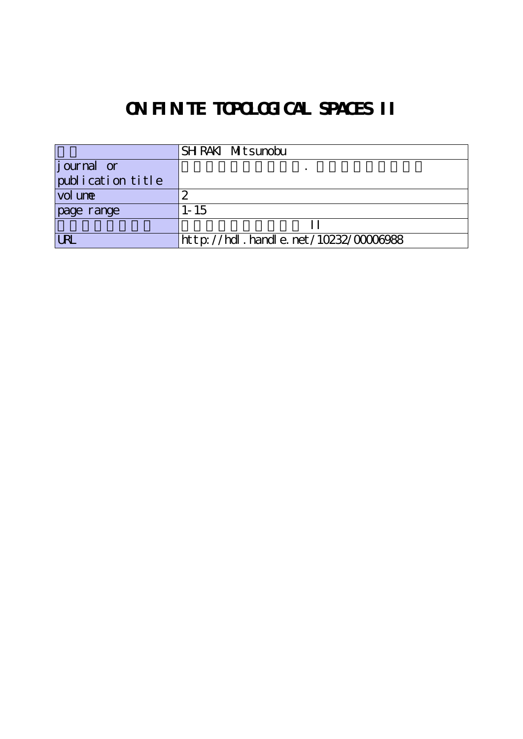# ON FINITE TOPOLOGICAL SPACES II

| | SHIRAKI Mitsunobu |
|---|---|
| journal or publication title | . |
| volume | 2 |
| page range | 1-15 |
| | II |
| URL | http://hdl.handle.net/10232/00006988 |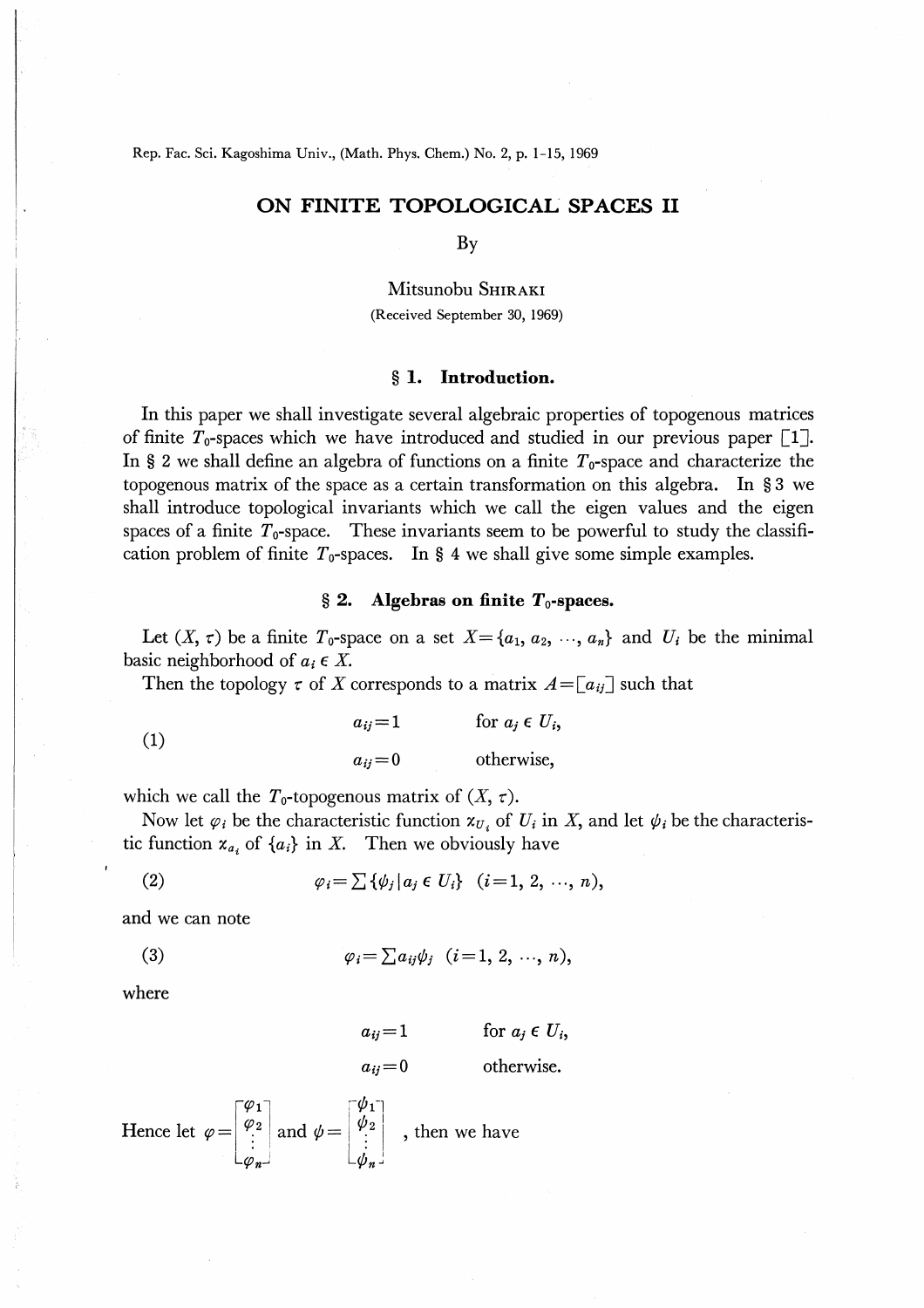Rep. Fac. Sci. Kagoshima Univ., (Math. Phys. Chem.) No. 2, p. 1-15, 1969

# ON FINITE TOPOLOGICAL SPACES II

By

Mitsunobu SHIRAKI

(Received September 30, 1969)

## § 1. Introduction.

In this paper we shall investigate several algebraic properties of topogenous matrices of finite $T_0$-spaces which we have introduced and studied in our previous paper [1]. In § 2 we shall define an algebra of functions on a finite $T_0$-space and characterize the topogenous matrix of the space as a certain transformation on this algebra. In § 3 we shall introduce topological invariants which we call the eigen values and the eigen spaces of a finite $T_0$-space. These invariants seem to be powerful to study the classification problem of finite $T_0$-spaces. In § 4 we shall give some simple examples.

## § 2. Algebras on finite $T_0$-spaces.

Let $(X, \tau)$ be a finite $T_0$-space on a set $X = \{a_1, a_2, \cdots, a_n\}$ and $U_i$ be the minimal basic neighborhood of $a_i \in X$.

Then the topology $\tau$ of $X$ corresponds to a matrix $A = [a_{ij}]$ such that

$$
(1) \qquad \begin{aligned} a_{ij} &= 1 \qquad \text{for } a_j \in U_i, \\ a_{ij} &= 0 \qquad \text{otherwise,} \end{aligned}
$$

which we call the $T_0$-topogenous matrix of $(X, \tau)$.

Now let $\varphi_i$ be the characteristic function $\chi_{U_i}$ of $U_i$ in $X$, and let $\psi_i$ be the characteristic function $\chi_{a_i}$ of $\{a_i\}$ in $X$. Then we obviously have

$$
(2) \qquad \varphi_i = \sum \{\psi_j \mid a_j \in U_i\} \quad (i = 1, 2, \cdots, n),
$$

and we can note

$$
(3) \qquad \varphi_i = \sum a_{ij} \psi_j \quad (i = 1, 2, \cdots, n),
$$

where

$$
\begin{aligned} a_{ij} &= 1 \qquad \text{for } a_j \in U_i, \\ a_{ij} &= 0 \qquad \text{otherwise.} \end{aligned}
$$

Hence let $\varphi = \begin{bmatrix} \varphi_1 \\ \varphi_2 \\ \vdots \\ \varphi_n \end{bmatrix}$ and $\psi = \begin{bmatrix} \psi_1 \\ \psi_2 \\ \vdots \\ \psi_n \end{bmatrix}$, then we have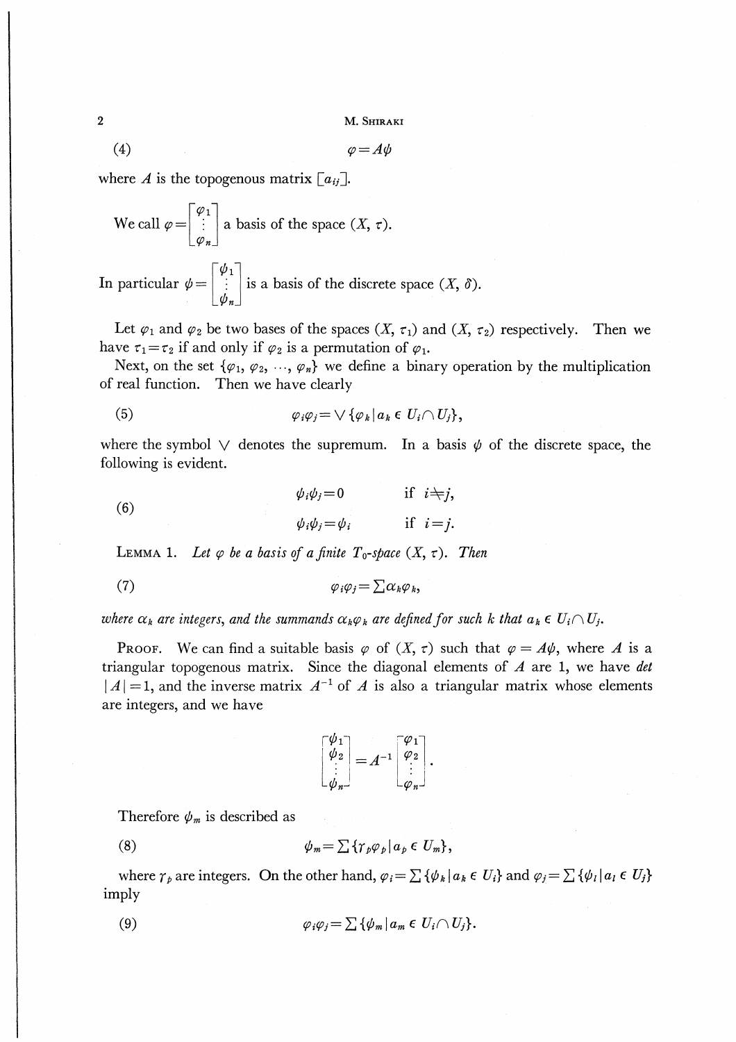$$\varphi = A\psi \tag{4}$$

where $A$ is the topogenous matrix $[a_{ij}]$.

We call $\varphi = \begin{bmatrix} \varphi_1 \\ \vdots \\ \varphi_n \end{bmatrix}$ a basis of the space $(X, \tau)$.

In particular $\psi = \begin{bmatrix} \psi_1 \\ \vdots \\ \psi_n \end{bmatrix}$ is a basis of the discrete space $(X, \delta)$.

Let $\varphi_1$ and $\varphi_2$ be two bases of the spaces $(X, \tau_1)$ and $(X, \tau_2)$ respectively. Then we have $\tau_1 = \tau_2$ if and only if $\varphi_2$ is a permutation of $\varphi_1$.

Next, on the set $\{\varphi_1, \varphi_2, \cdots, \varphi_n\}$ we define a binary operation by the multiplication of real function. Then we have clearly

$$\varphi_i \varphi_j = \vee \{\varphi_k \mid a_k \in U_i \cap U_j\}, \tag{5}$$

where the symbol $\vee$ denotes the supremum. In a basis $\psi$ of the discrete space, the following is evident.

$$\begin{aligned} \psi_i \psi_j &= 0 \qquad \text{if } i \neq j, \\ \psi_i \psi_j &= \psi_i \qquad \text{if } i = j. \end{aligned} \tag{6}$$

**Lemma 1.** *Let $\varphi$ be a basis of a finite $T_0$-space $(X, \tau)$. Then*

$$\varphi_i \varphi_j = \sum \alpha_k \varphi_k, \tag{7}$$

*where $\alpha_k$ are integers, and the summands $\alpha_k \varphi_k$ are defined for such $k$ that $a_k \in U_i \cap U_j$.*

**Proof.** We can find a suitable basis $\varphi$ of $(X, \tau)$ such that $\varphi = A\psi$, where $A$ is a triangular topogenous matrix. Since the diagonal elements of $A$ are 1, we have *det* $|A| = 1$, and the inverse matrix $A^{-1}$ of $A$ is also a triangular matrix whose elements are integers, and we have

$$\begin{bmatrix} \psi_1 \\ \psi_2 \\ \vdots \\ \psi_n \end{bmatrix} = A^{-1} \begin{bmatrix} \varphi_1 \\ \varphi_2 \\ \vdots \\ \varphi_n \end{bmatrix}.$$

Therefore $\psi_m$ is described as

$$\psi_m = \sum \{\gamma_p \varphi_p \mid a_p \in U_m\}, \tag{8}$$

where $\gamma_p$ are integers. On the other hand, $\varphi_i = \sum \{\psi_k \mid a_k \in U_i\}$ and $\varphi_j = \sum \{\psi_l \mid a_l \in U_j\}$ imply

$$\varphi_i \varphi_j = \sum \{\psi_m \mid a_m \in U_i \cap U_j\}. \tag{9}$$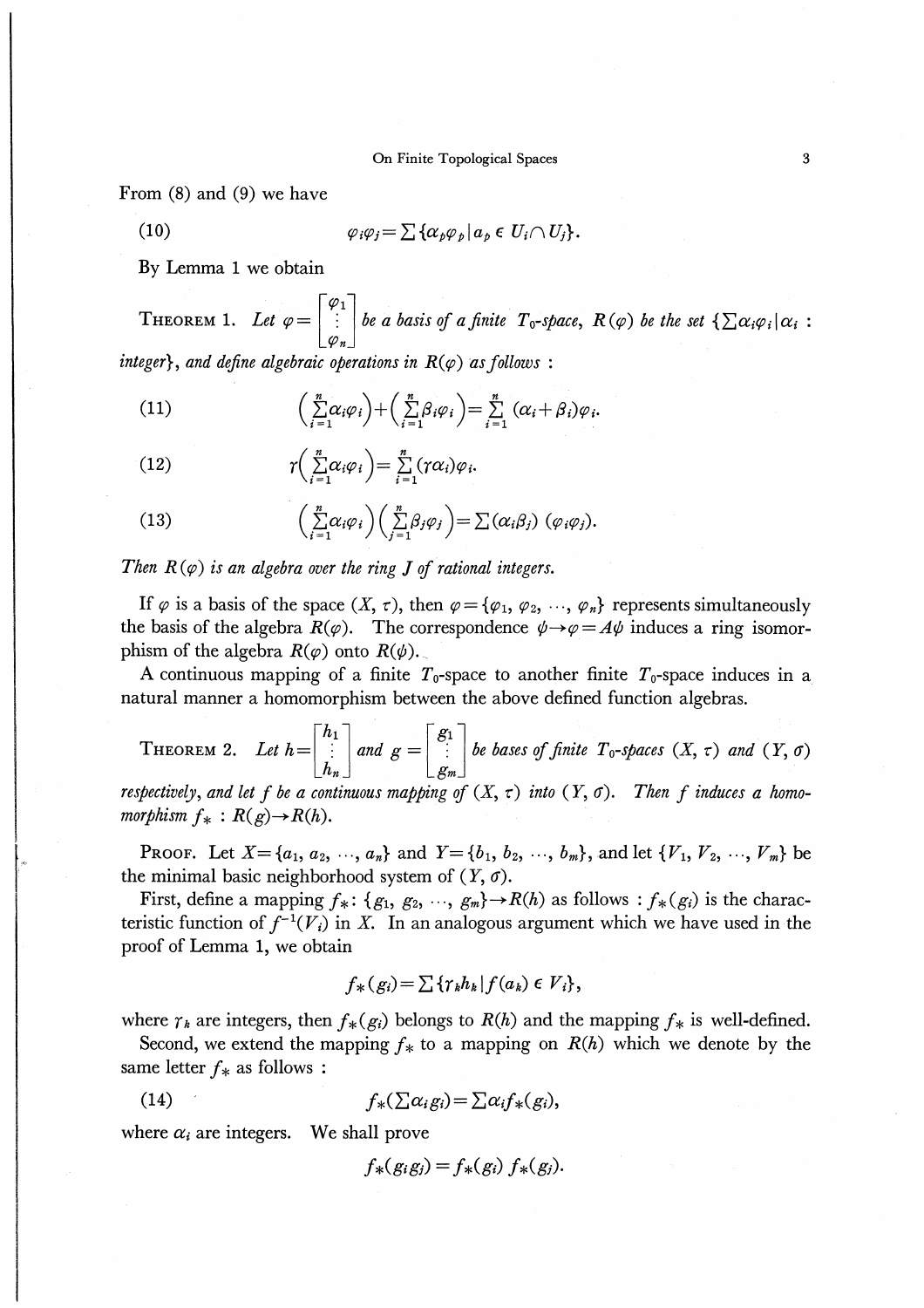From (8) and (9) we have

$$\varphi_i\varphi_j = \sum\{\alpha_p\varphi_p \mid a_p \in U_i \cap U_j\}. \tag{10}$$

By Lemma 1 we obtain

THEOREM 1. *Let* $\varphi = \begin{bmatrix} \varphi_1 \\ \vdots \\ \varphi_n \end{bmatrix}$ *be a basis of a finite* $T_0$*-space,* $R(\varphi)$ *be the set* $\{\sum\alpha_i\varphi_i \mid \alpha_i :$ *integer*$\}$*, and define algebraic operations in* $R(\varphi)$ *as follows :*

$$\left(\sum_{i=1}^{n}\alpha_i\varphi_i\right) + \left(\sum_{i=1}^{n}\beta_i\varphi_i\right) = \sum_{i=1}^{n}(\alpha_i+\beta_i)\varphi_i. \tag{11}$$

$$\gamma\left(\sum_{i=1}^{n}\alpha_i\varphi_i\right) = \sum_{i=1}^{n}(\gamma\alpha_i)\varphi_i. \tag{12}$$

$$\left(\sum_{i=1}^{n}\alpha_i\varphi_i\right)\left(\sum_{j=1}^{n}\beta_j\varphi_j\right) = \sum(\alpha_i\beta_j)\,(\varphi_i\varphi_j). \tag{13}$$

*Then* $R(\varphi)$ *is an algebra over the ring* $J$ *of rational integers.*

If $\varphi$ is a basis of the space $(X, \tau)$, then $\varphi = \{\varphi_1, \varphi_2, \cdots, \varphi_n\}$ represents simultaneously the basis of the algebra $R(\varphi)$. The correspondence $\psi \rightarrow \varphi = A\psi$ induces a ring isomorphism of the algebra $R(\varphi)$ onto $R(\psi)$.

A continuous mapping of a finite $T_0$-space to another finite $T_0$-space induces in a natural manner a homomorphism between the above defined function algebras.

THEOREM 2. *Let* $h = \begin{bmatrix} h_1 \\ \vdots \\ h_n \end{bmatrix}$ *and* $g = \begin{bmatrix} g_1 \\ \vdots \\ g_m \end{bmatrix}$ *be bases of finite* $T_0$*-spaces* $(X, \tau)$ *and* $(Y, \sigma)$ *respectively, and let* $f$ *be a continuous mapping of* $(X, \tau)$ *into* $(Y, \sigma)$*. Then* $f$ *induces a homomorphism* $f_* : R(g) \rightarrow R(h)$*.*

PROOF. Let $X = \{a_1, a_2, \cdots, a_n\}$ and $Y = \{b_1, b_2, \cdots, b_m\}$, and let $\{V_1, V_2, \cdots, V_m\}$ be the minimal basic neighborhood system of $(Y, \sigma)$.

First, define a mapping $f_* : \{g_1, g_2, \cdots, g_m\} \rightarrow R(h)$ as follows : $f_*(g_i)$ is the characteristic function of $f^{-1}(V_i)$ in $X$. In an analogous argument which we have used in the proof of Lemma 1, we obtain

$$f_*(g_i) = \sum\{\gamma_k h_k \mid f(a_k) \in V_i\},$$

where $\gamma_k$ are integers, then $f_*(g_i)$ belongs to $R(h)$ and the mapping $f_*$ is well-defined.

Second, we extend the mapping $f_*$ to a mapping on $R(h)$ which we denote by the same letter $f_*$ as follows :

$$f_*(\sum\alpha_i g_i) = \sum\alpha_i f_*(g_i), \tag{14}$$

where $\alpha_i$ are integers. We shall prove

$$f_*(g_i g_j) = f_*(g_i)\, f_*(g_j).$$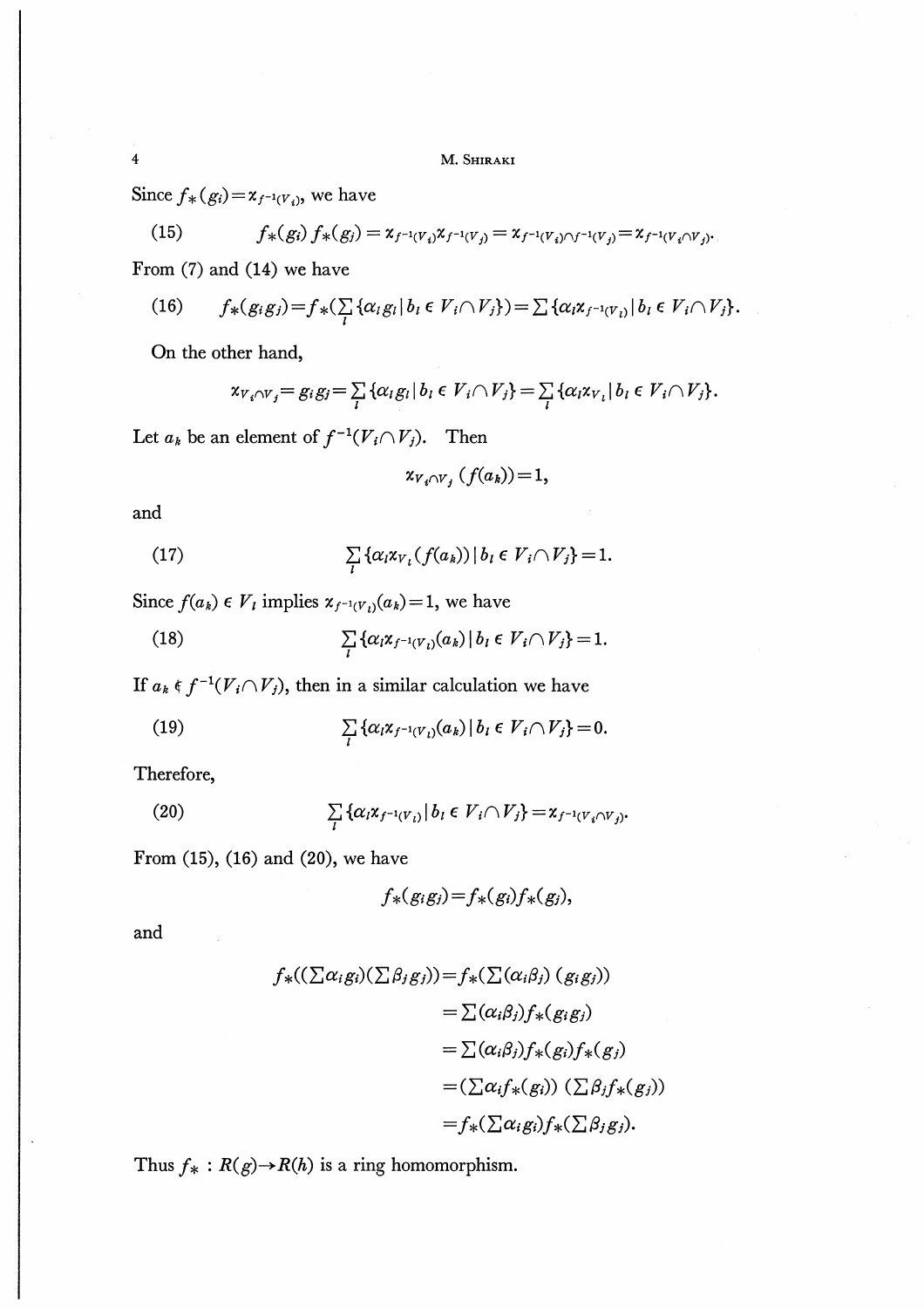Since $f_*(g_i)=\chi_{f^{-1}(V_i)}$, we have

$$(15) \qquad f_*(g_i)\,f_*(g_j)=\chi_{f^{-1}(V_i)}\chi_{f^{-1}(V_j)}=\chi_{f^{-1}(V_i)\cap f^{-1}(V_j)}=\chi_{f^{-1}(V_i\cap V_j)}.$$

From (7) and (14) we have

$$(16) \qquad f_*(g_ig_j)=f_*(\sum_l\{\alpha_l g_l\,|\,b_l\in V_i\cap V_j\})=\sum\{\alpha_l\chi_{f^{-1}(V_l)}\,|\,b_l\in V_i\cap V_j\}.$$

On the other hand,

$$\chi_{V_i\cap V_j}=g_ig_j=\sum_l\{\alpha_l g_l\,|\,b_l\in V_i\cap V_j\}=\sum_l\{\alpha_l\chi_{V_l}\,|\,b_l\in V_i\cap V_j\}.$$

Let $a_k$ be an element of $f^{-1}(V_i\cap V_j)$. Then

$$\chi_{V_i\cap V_j}(f(a_k))=1,$$

and

$$(17) \qquad \sum_l\{\alpha_l\chi_{V_l}(f(a_k))\,|\,b_l\in V_i\cap V_j\}=1.$$

Since $f(a_k)\in V_l$ implies $\chi_{f^{-1}(V_l)}(a_k)=1$, we have

$$(18) \qquad \sum_l\{\alpha_l\chi_{f^{-1}(V_l)}(a_k)\,|\,b_l\in V_i\cap V_j\}=1.$$

If $a_k\notin f^{-1}(V_i\cap V_j)$, then in a similar calculation we have

$$(19) \qquad \sum_l\{\alpha_l\chi_{f^{-1}(V_l)}(a_k)\,|\,b_l\in V_i\cap V_j\}=0.$$

Therefore,

$$(20) \qquad \sum_l\{\alpha_l\chi_{f^{-1}(V_l)}\,|\,b_l\in V_i\cap V_j\}=\chi_{f^{-1}(V_i\cap V_j)}.$$

From (15), (16) and (20), we have

$$f_*(g_ig_j)=f_*(g_i)f_*(g_j),$$

and

$$\begin{aligned}
f_*((\sum\alpha_ig_i)(\sum\beta_jg_j))&=f_*(\sum(\alpha_i\beta_j)\,(g_ig_j))\\
&=\sum(\alpha_i\beta_j)f_*(g_ig_j)\\
&=\sum(\alpha_i\beta_j)f_*(g_i)f_*(g_j)\\
&=(\sum\alpha_if_*(g_i))\,(\sum\beta_jf_*(g_j))\\
&=f_*(\sum\alpha_ig_i)f_*(\sum\beta_jg_j).
\end{aligned}$$

Thus $f_*: R(g)\to R(h)$ is a ring homomorphism.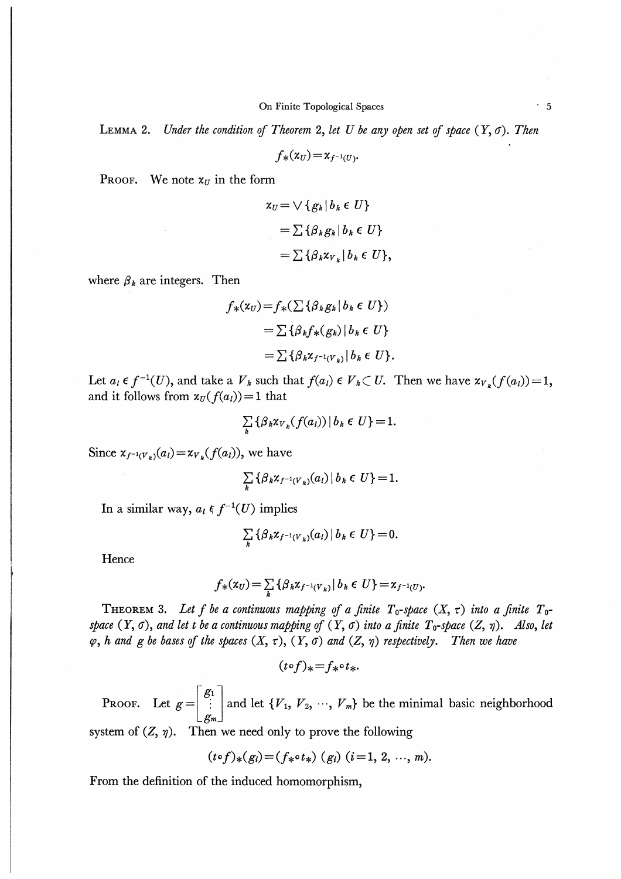**Lemma 2.** *Under the condition of Theorem 2, let $U$ be any open set of space $(Y, \sigma)$. Then*

$$f_*(\chi_U) = \chi_{f^{-1}(U)}.$$

**Proof.** We note $\chi_U$ in the form

$$\begin{aligned}\chi_U &= \vee \{g_k \mid b_k \in U\} \\ &= \sum \{\beta_k g_k \mid b_k \in U\} \\ &= \sum \{\beta_k \chi_{V_k} \mid b_k \in U\},\end{aligned}$$

where $\beta_k$ are integers. Then

$$\begin{aligned}f_*(\chi_U) &= f_*(\sum \{\beta_k g_k \mid b_k \in U\}) \\ &= \sum \{\beta_k f_*(g_k) \mid b_k \in U\} \\ &= \sum \{\beta_k \chi_{f^{-1}(V_k)} \mid b_k \in U\}.\end{aligned}$$

Let $a_l \in f^{-1}(U)$, and take a $V_k$ such that $f(a_l) \in V_k \subset U$. Then we have $\chi_{V_k}(f(a_l)) = 1$, and it follows from $\chi_U(f(a_l)) = 1$ that

$$\sum_k \{\beta_k \chi_{V_k}(f(a_l)) \mid b_k \in U\} = 1.$$

Since $\chi_{f^{-1}(V_k)}(a_l) = \chi_{V_k}(f(a_l))$, we have

$$\sum_k \{\beta_k \chi_{f^{-1}(V_k)}(a_l) \mid b_k \in U\} = 1.$$

In a similar way, $a_l \notin f^{-1}(U)$ implies

$$\sum_k \{\beta_k \chi_{f^{-1}(V_k)}(a_l) \mid b_k \in U\} = 0.$$

Hence

$$f_*(\chi_U) = \sum_k \{\beta_k \chi_{f^{-1}(V_k)} \mid b_k \in U\} = \chi_{f^{-1}(U)}.$$

**Theorem 3.** *Let $f$ be a continuous mapping of a finite $T_0$-space $(X, \tau)$ into a finite $T_0$-space $(Y, \sigma)$, and let $t$ be a continuous mapping of $(Y, \sigma)$ into a finite $T_0$-space $(Z, \eta)$. Also, let $\varphi$, $h$ and $g$ be bases of the spaces $(X, \tau)$, $(Y, \sigma)$ and $(Z, \eta)$ respectively. Then we have*

$$(t \circ f)_* = f_* \circ t_*.$$

**Proof.** Let $g = \begin{bmatrix} g_1 \\ \vdots \\ g_m \end{bmatrix}$ and let $\{V_1, V_2, \cdots, V_m\}$ be the minimal basic neighborhood system of $(Z, \eta)$. Then we need only to prove the following

$$(t \circ f)_*(g_i) = (f_* \circ t_*)\,(g_i)\ (i = 1, 2, \cdots, m).$$

From the definition of the induced homomorphism,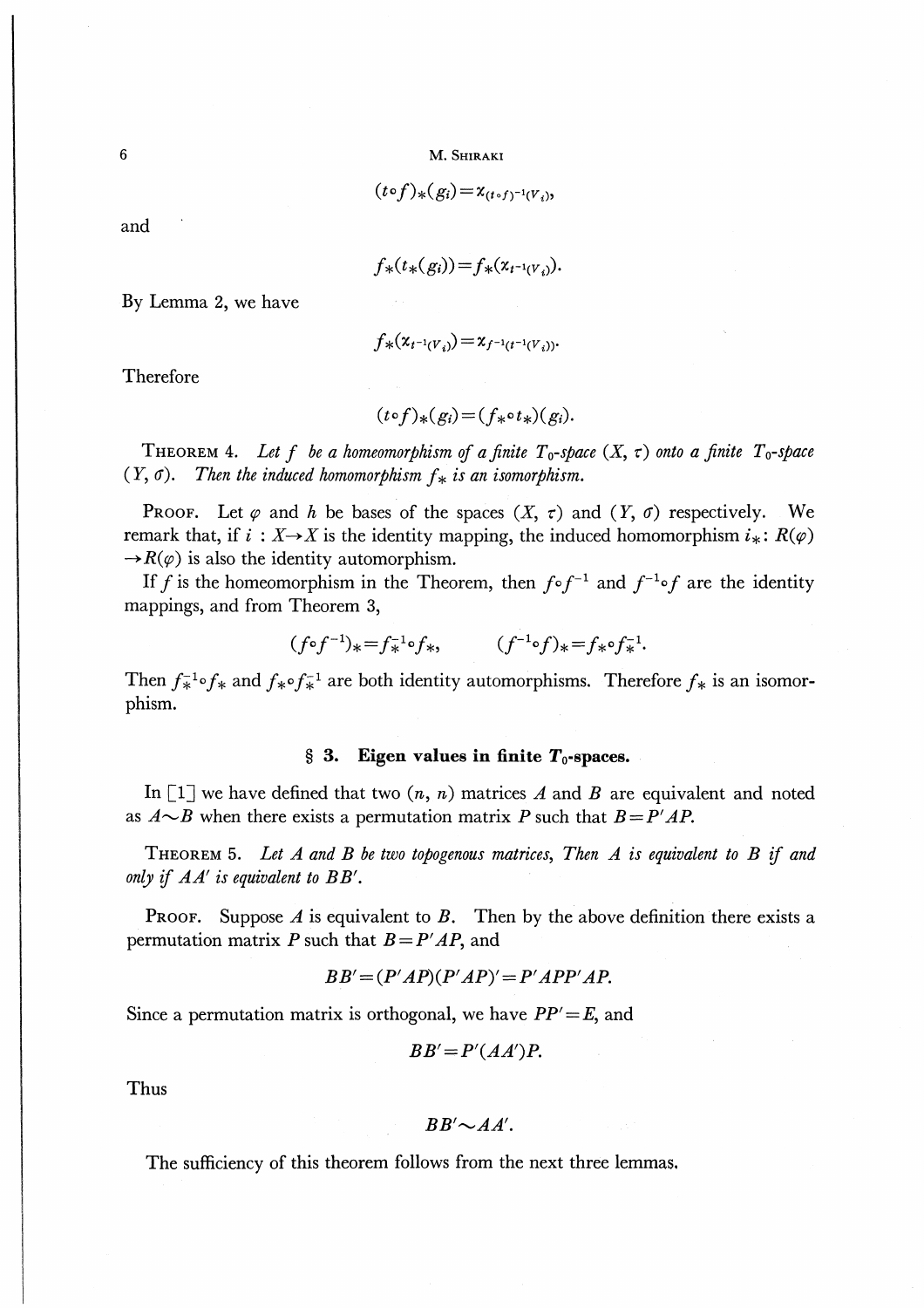$$(t \circ f)_*(g_i) = \chi_{(t \circ f)^{-1}(V_i)},$$

and

$$f_*(t_*(g_i)) = f_*(\chi_{t^{-1}(V_i)}).$$

By Lemma 2, we have

$$f_*(\chi_{t^{-1}(V_i)}) = \chi_{f^{-1}(t^{-1}(V_i))}.$$

Therefore

$$(t \circ f)_*(g_i) = (f_* \circ t_*)(g_i).$$

THEOREM 4. *Let $f$ be a homeomorphism of a finite $T_0$-space $(X, \tau)$ onto a finite $T_0$-space $(Y, \sigma)$. Then the induced homomorphism $f_*$ is an isomorphism.*

PROOF. Let $\varphi$ and $h$ be bases of the spaces $(X, \tau)$ and $(Y, \sigma)$ respectively. We remark that, if $i : X \to X$ is the identity mapping, the induced homomorphism $i_* : R(\varphi) \to R(\varphi)$ is also the identity automorphism.

If $f$ is the homeomorphism in the Theorem, then $f \circ f^{-1}$ and $f^{-1} \circ f$ are the identity mappings, and from Theorem 3,

$$(f \circ f^{-1})_* = f_*^{-1} \circ f_*, \qquad (f^{-1} \circ f)_* = f_* \circ f_*^{-1}.$$

Then $f_*^{-1} \circ f_*$ and $f_* \circ f_*^{-1}$ are both identity automorphisms. Therefore $f_*$ is an isomorphism.

## § 3. Eigen values in finite $T_0$-spaces.

In [1] we have defined that two $(n, n)$ matrices $A$ and $B$ are equivalent and noted as $A \sim B$ when there exists a permutation matrix $P$ such that $B = P'AP$.

THEOREM 5. *Let $A$ and $B$ be two topogenous matrices, Then $A$ is equivalent to $B$ if and only if $AA'$ is equivalent to $BB'$.*

PROOF. Suppose $A$ is equivalent to $B$. Then by the above definition there exists a permutation matrix $P$ such that $B = P'AP$, and

$$BB' = (P'AP)(P'AP)' = P'APP'AP.$$

Since a permutation matrix is orthogonal, we have $PP' = E$, and

$$BB' = P'(AA')P.$$

Thus

$$BB' \sim AA'.$$

The sufficiency of this theorem follows from the next three lemmas.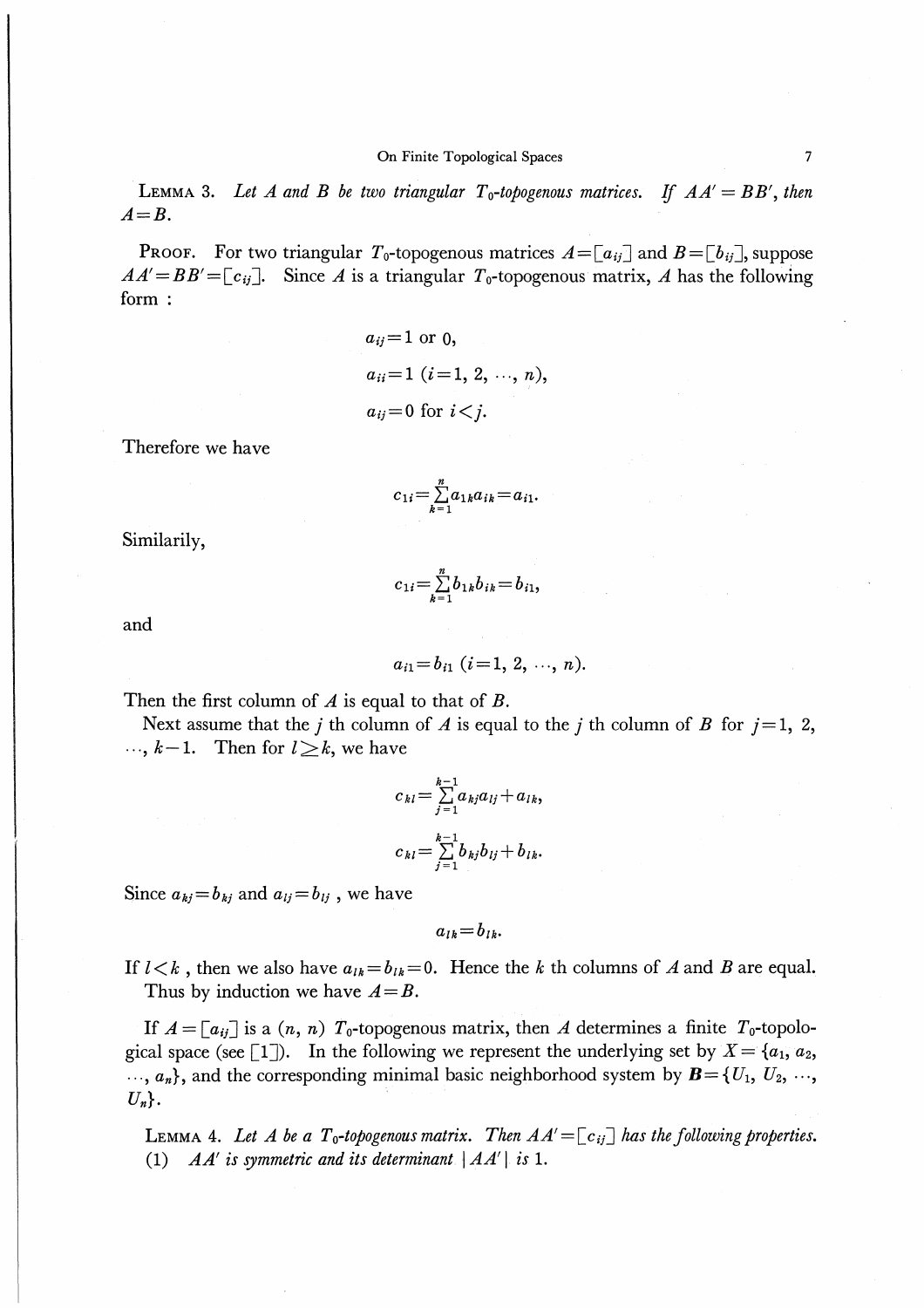LEMMA 3. *Let $A$ and $B$ be two triangular $T_0$-topogenous matrices. If $AA' = BB'$, then $A = B$.*

PROOF. For two triangular $T_0$-topogenous matrices $A = [a_{ij}]$ and $B = [b_{ij}]$, suppose $AA' = BB' = [c_{ij}]$. Since $A$ is a triangular $T_0$-topogenous matrix, $A$ has the following form :

$$a_{ij} = 1 \text{ or } 0,$$

$$a_{ii} = 1 \ (i = 1, 2, \cdots, n),$$

$$a_{ij} = 0 \text{ for } i < j.$$

Therefore we have

$$c_{1i} = \sum_{k=1}^{n} a_{1k} a_{ik} = a_{i1}.$$

Similarly,

$$c_{1i} = \sum_{k=1}^{n} b_{1k} b_{ik} = b_{i1},$$

and

$$a_{i1} = b_{i1} \ (i = 1, 2, \cdots, n).$$

Then the first column of $A$ is equal to that of $B$.

Next assume that the $j$ th column of $A$ is equal to the $j$ th column of $B$ for $j = 1, 2, \cdots, k-1$. Then for $l \geq k$, we have

$$c_{kl} = \sum_{j=1}^{k-1} a_{kj} a_{lj} + a_{lk},$$

$$c_{kl} = \sum_{j=1}^{k-1} b_{kj} b_{lj} + b_{lk}.$$

Since $a_{kj} = b_{kj}$ and $a_{lj} = b_{lj}$ , we have

$$a_{lk} = b_{lk}.$$

If $l < k$ , then we also have $a_{lk} = b_{lk} = 0$. Hence the $k$ th columns of $A$ and $B$ are equal.

Thus by induction we have $A = B$.

If $A = [a_{ij}]$ is a $(n, n)$ $T_0$-topogenous matrix, then $A$ determines a finite $T_0$-topological space (see [1]). In the following we represent the underlying set by $X = \{a_1, a_2, \cdots, a_n\}$, and the corresponding minimal basic neighborhood system by $\boldsymbol{B} = \{U_1, U_2, \cdots, U_n\}$.

LEMMA 4. *Let $A$ be a $T_0$-topogenous matrix. Then $AA' = [c_{ij}]$ has the following properties.*

(1) *$AA'$ is symmetric and its determinant $|AA'|$ is 1.*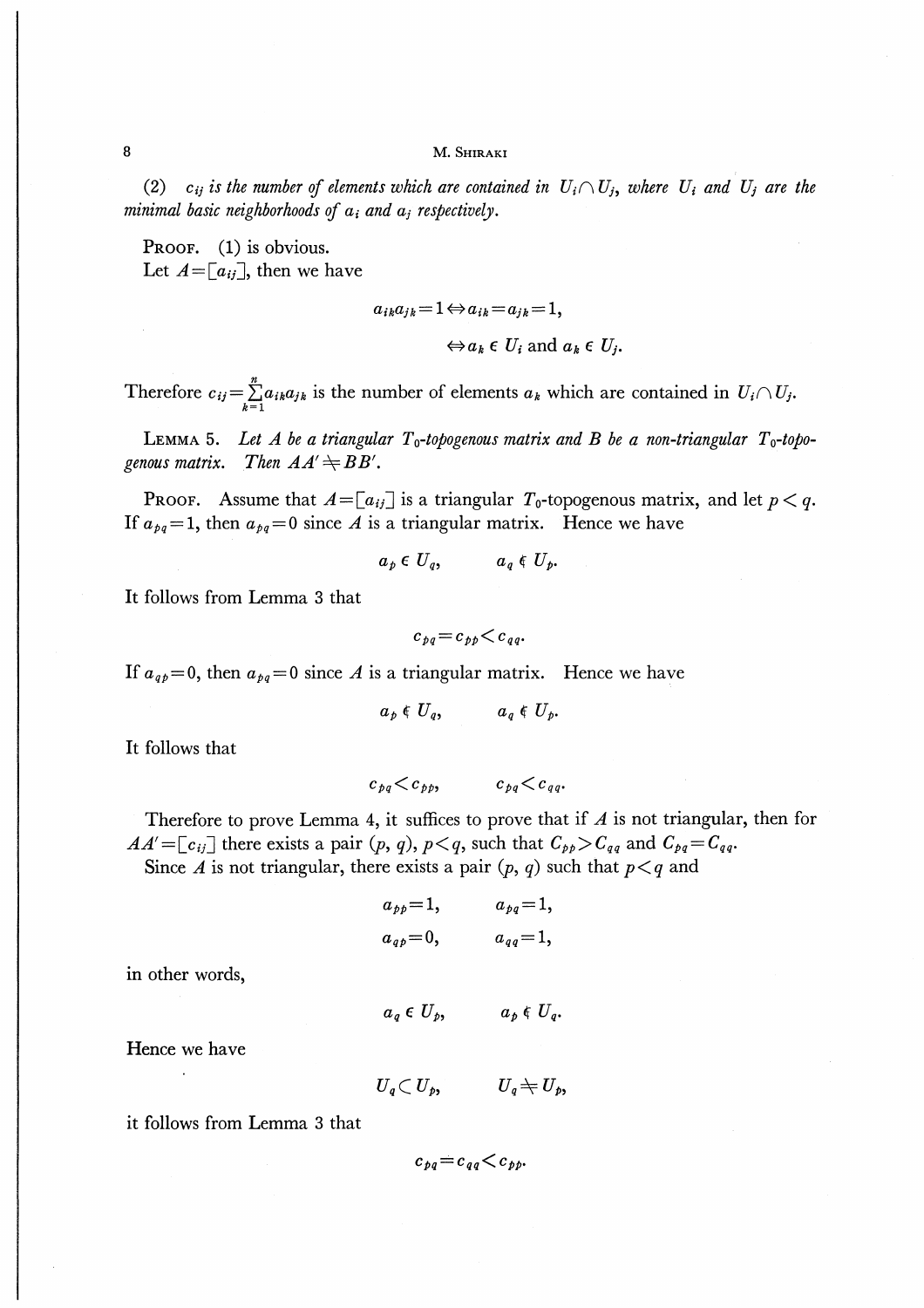(2) *$c_{ij}$ is the number of elements which are contained in $U_i \cap U_j$, where $U_i$ and $U_j$ are the minimal basic neighborhoods of $a_i$ and $a_j$ respectively.*

PROOF. (1) is obvious.

Let $A=[a_{ij}]$, then we have

$$a_{ik}a_{jk}=1 \Leftrightarrow a_{ik}=a_{jk}=1,$$

$$\Leftrightarrow a_k \in U_i \text{ and } a_k \in U_j.$$

Therefore $c_{ij}=\sum_{k=1}^{n} a_{ik}a_{jk}$ is the number of elements $a_k$ which are contained in $U_i \cap U_j$.

LEMMA 5. *Let $A$ be a triangular $T_0$-topogenous matrix and $B$ be a non-triangular $T_0$-topogenous matrix. Then $AA' \neq BB'$.*

PROOF. Assume that $A=[a_{ij}]$ is a triangular $T_0$-topogenous matrix, and let $p<q$. If $a_{pq}=1$, then $a_{pq}=0$ since $A$ is a triangular matrix. Hence we have

$$a_p \in U_q, \qquad a_q \notin U_p.$$

It follows from Lemma 3 that

$$c_{pq}=c_{pp}<c_{qq}.$$

If $a_{qp}=0$, then $a_{pq}=0$ since $A$ is a triangular matrix. Hence we have

$$a_p \notin U_q, \qquad a_q \notin U_p.$$

It follows that

$$c_{pq}<c_{pp}, \qquad c_{pq}<c_{qq}.$$

Therefore to prove Lemma 4, it suffices to prove that if $A$ is not triangular, then for $AA'=[c_{ij}]$ there exists a pair $(p, q)$, $p<q$, such that $C_{pp}>C_{qq}$ and $C_{pq}=C_{qq}$.

Since $A$ is not triangular, there exists a pair $(p, q)$ such that $p<q$ and

$$a_{pp}=1, \qquad a_{pq}=1,$$

$$a_{qp}=0, \qquad a_{qq}=1,$$

in other words,

$$a_q \in U_p, \qquad a_p \notin U_q.$$

Hence we have

$$U_q \subset U_p, \qquad U_q \neq U_p,$$

it follows from Lemma 3 that

$$c_{pq}=c_{qq}<c_{pp}.$$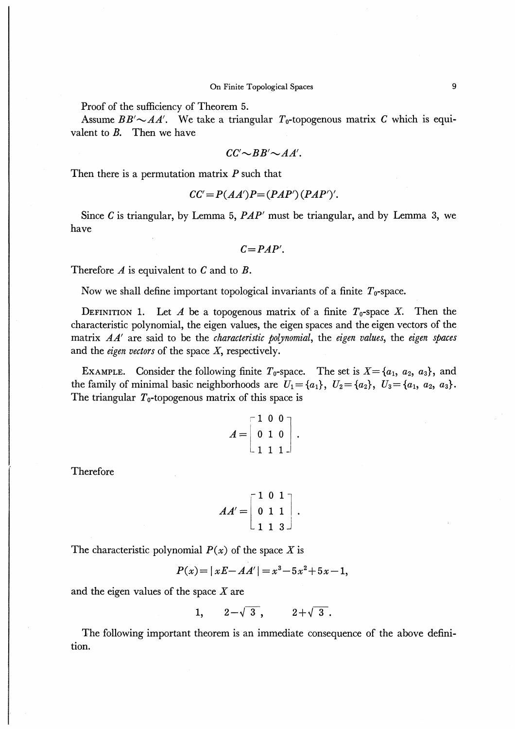Proof of the sufficiency of Theorem 5.

Assume $BB' \sim AA'$. We take a triangular $T_0$-topogenous matrix $C$ which is equivalent to $B$. Then we have

$$CC' \sim BB' \sim AA'.$$

Then there is a permutation matrix $P$ such that

$$CC' = P(AA')P = (PAP')(PAP')'.$$

Since $C$ is triangular, by Lemma 5, $PAP'$ must be triangular, and by Lemma 3, we have

$$C = PAP'.$$

Therefore $A$ is equivalent to $C$ and to $B$.

Now we shall define important topological invariants of a finite $T_0$-space.

Definition 1. Let $A$ be a topogenous matrix of a finite $T_0$-space $X$. Then the characteristic polynomial, the eigen values, the eigen spaces and the eigen vectors of the matrix $AA'$ are said to be the *characteristic polynomial*, the *eigen values*, the *eigen spaces* and the *eigen vectors* of the space $X$, respectively.

Example. Consider the following finite $T_0$-space. The set is $X = \{a_1, a_2, a_3\}$, and the family of minimal basic neighborhoods are $U_1 = \{a_1\}$, $U_2 = \{a_2\}$, $U_3 = \{a_1, a_2, a_3\}$. The triangular $T_0$-topogenous matrix of this space is

$$A = \begin{bmatrix} 1 & 0 & 0 \\ 0 & 1 & 0 \\ 1 & 1 & 1 \end{bmatrix}.$$

Therefore

$$AA' = \begin{bmatrix} 1 & 0 & 1 \\ 0 & 1 & 1 \\ 1 & 1 & 3 \end{bmatrix}.$$

The characteristic polynomial $P(x)$ of the space $X$ is

$$P(x) = |xE - AA'| = x^3 - 5x^2 + 5x - 1,$$

and the eigen values of the space $X$ are

$$1, \qquad 2 - \sqrt{3}, \qquad 2 + \sqrt{3}.$$

The following important theorem is an immediate consequence of the above definition.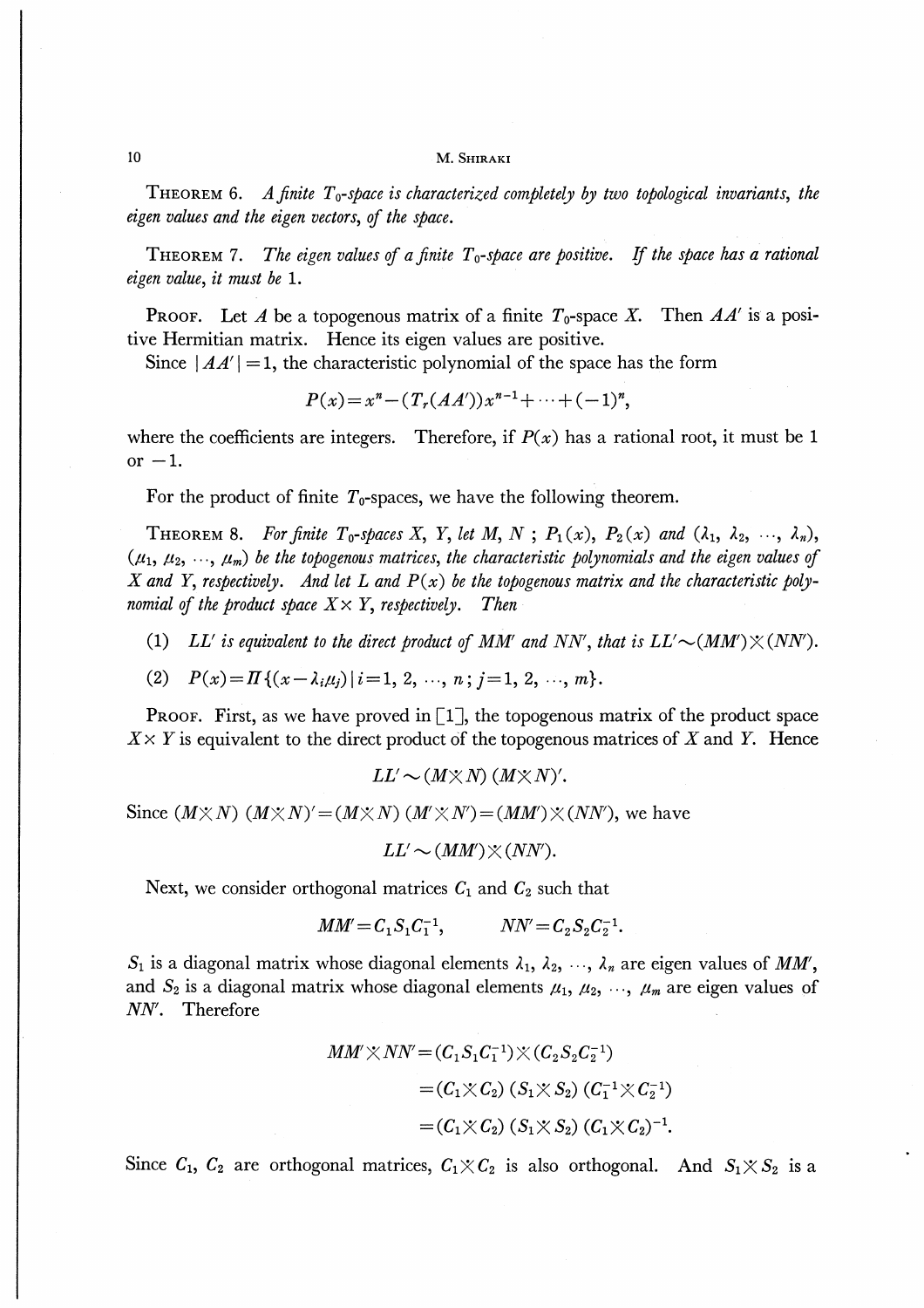**Theorem 6.** *A finite $T_0$-space is characterized completely by two topological invariants, the eigen values and the eigen vectors, of the space.*

**Theorem 7.** *The eigen values of a finite $T_0$-space are positive. If the space has a rational eigen value, it must be* 1.

**Proof.** Let $A$ be a topogenous matrix of a finite $T_0$-space $X$. Then $AA'$ is a positive Hermitian matrix. Hence its eigen values are positive.

Since $|AA'|=1$, the characteristic polynomial of the space has the form

$$P(x)=x^n-(T_r(AA'))x^{n-1}+\cdots+(-1)^n,$$

where the coefficients are integers. Therefore, if $P(x)$ has a rational root, it must be 1 or $-1$.

For the product of finite $T_0$-spaces, we have the following theorem.

**Theorem 8.** *For finite $T_0$-spaces $X$, $Y$, let $M$, $N$ ; $P_1(x)$, $P_2(x)$ and $(\lambda_1, \lambda_2, \cdots, \lambda_n)$, $(\mu_1, \mu_2, \cdots, \mu_m)$ be the topogenous matrices, the characteristic polynomials and the eigen values of $X$ and $Y$, respectively. And let $L$ and $P(x)$ be the topogenous matrix and the characteristic polynomial of the product space $X\times Y$, respectively. Then*

(1) *$LL'$ is equivalent to the direct product of $MM'$ and $NN'$, that is $LL'\sim(MM')\times(NN')$.*

(2) $P(x)=\Pi\{(x-\lambda_i\mu_j)\,|\,i=1, 2, \cdots, n; j=1, 2, \cdots, m\}$.

**Proof.** First, as we have proved in [1], the topogenous matrix of the product space $X\times Y$ is equivalent to the direct product of the topogenous matrices of $X$ and $Y$. Hence

$$LL'\sim(M\times N)\,(M\times N)'.$$

Since $(M\times N)\,(M\times N)'=(M\times N)\,(M'\times N')=(MM')\times(NN')$, we have

$$LL'\sim(MM')\times(NN').$$

Next, we consider orthogonal matrices $C_1$ and $C_2$ such that

$$MM'=C_1S_1C_1^{-1}, \qquad NN'=C_2S_2C_2^{-1}.$$

$S_1$ is a diagonal matrix whose diagonal elements $\lambda_1, \lambda_2, \cdots, \lambda_n$ are eigen values of $MM'$, and $S_2$ is a diagonal matrix whose diagonal elements $\mu_1, \mu_2, \cdots, \mu_m$ are eigen values of $NN'$. Therefore

$$\begin{aligned}
MM'\times NN' &= (C_1S_1C_1^{-1})\times(C_2S_2C_2^{-1})\\
&= (C_1\times C_2)\,(S_1\times S_2)\,(C_1^{-1}\times C_2^{-1})\\
&= (C_1\times C_2)\,(S_1\times S_2)\,(C_1\times C_2)^{-1}.
\end{aligned}$$

Since $C_1$, $C_2$ are orthogonal matrices, $C_1\times C_2$ is also orthogonal. And $S_1\times S_2$ is a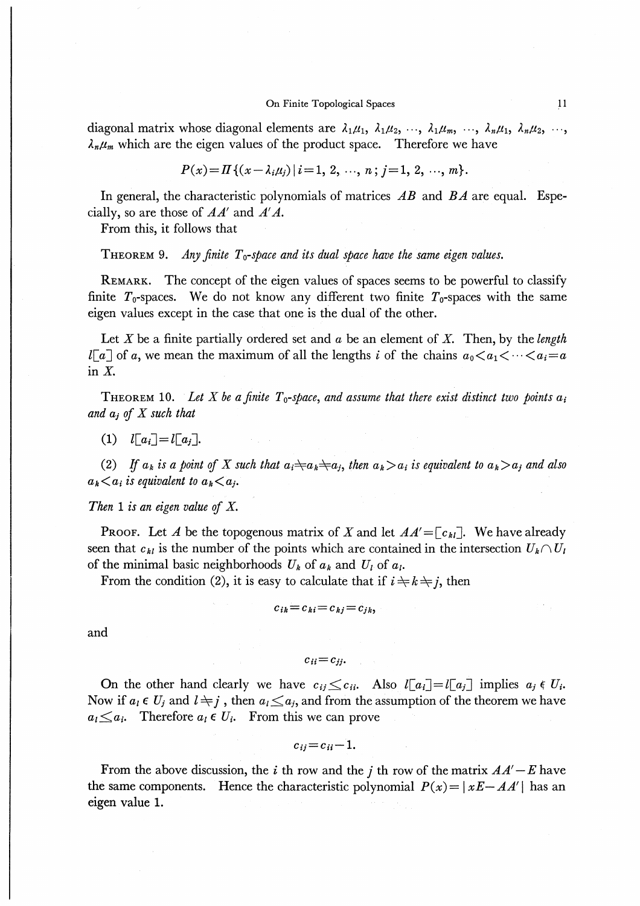diagonal matrix whose diagonal elements are $\lambda_1\mu_1, \lambda_1\mu_2, \cdots, \lambda_1\mu_m, \cdots, \lambda_n\mu_1, \lambda_n\mu_2, \cdots, \lambda_n\mu_m$ which are the eigen values of the product space. Therefore we have

$$P(x)=\Pi\{(x-\lambda_i\mu_j)\,|\,i=1, 2, \cdots, n; j=1, 2, \cdots, m\}.$$

In general, the characteristic polynomials of matrices $AB$ and $BA$ are equal. Especially, so are those of $AA'$ and $A'A$.

From this, it follows that

THEOREM 9. *Any finite $T_0$-space and its dual space have the same eigen values.*

REMARK. The concept of the eigen values of spaces seems to be powerful to classify finite $T_0$-spaces. We do not know any different two finite $T_0$-spaces with the same eigen values except in the case that one is the dual of the other.

Let $X$ be a finite partially ordered set and $a$ be an element of $X$. Then, by the *length* $l[a]$ of $a$, we mean the maximum of all the lengths $i$ of the chains $a_0<a_1<\cdots<a_i=a$ in $X$.

THEOREM 10. *Let $X$ be a finite $T_0$-space, and assume that there exist distinct two points $a_i$ and $a_j$ of $X$ such that*

(1) $l[a_i]=l[a_j]$.

(2) *If $a_k$ is a point of $X$ such that $a_i\neq a_k\neq a_j$, then $a_k>a_i$ is equivalent to $a_k>a_j$ and also $a_k<a_i$ is equivalent to $a_k<a_j$.*

*Then 1 is an eigen value of $X$.*

PROOF. Let $A$ be the topogenous matrix of $X$ and let $AA'=[c_{kl}]$. We have already seen that $c_{kl}$ is the number of the points which are contained in the intersection $U_k\cap U_l$ of the minimal basic neighborhoods $U_k$ of $a_k$ and $U_l$ of $a_l$.

From the condition (2), it is easy to calculate that if $i\neq k\neq j$, then

$$c_{ik}=c_{ki}=c_{kj}=c_{jk},$$

and

$$c_{ii}=c_{jj}.$$

On the other hand clearly we have $c_{ij}\leq c_{ii}$. Also $l[a_i]=l[a_j]$ implies $a_j\notin U_i$. Now if $a_l\in U_j$ and $l\neq j$, then $a_l\leq a_j$, and from the assumption of the theorem we have $a_l\leq a_i$. Therefore $a_l\in U_i$. From this we can prove

$$c_{ij}=c_{ii}-1.$$

From the above discussion, the $i$ th row and the $j$ th row of the matrix $AA'-E$ have the same components. Hence the characteristic polynomial $P(x)=|xE-AA'|$ has an eigen value 1.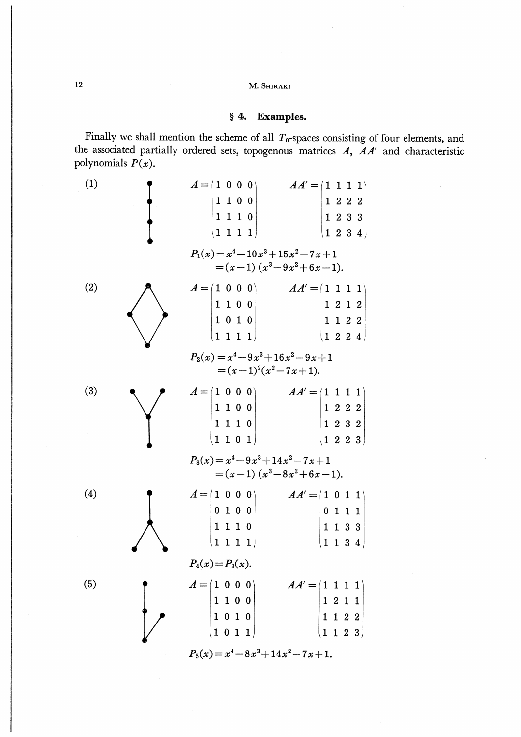## § 4. Examples.

Finally we shall mention the scheme of all $T_0$-spaces consisting of four elements, and the associated partially ordered sets, topogenous matrices $A$, $AA'$ and characteristic polynomials $P(x)$.

(1)

$$A=\begin{pmatrix}1&0&0&0\\1&1&0&0\\1&1&1&0\\1&1&1&1\end{pmatrix}\qquad AA'=\begin{pmatrix}1&1&1&1\\1&2&2&2\\1&2&3&3\\1&2&3&4\end{pmatrix}$$

$$\begin{aligned}P_1(x)&=x^4-10x^3+15x^2-7x+1\\&=(x-1)(x^3-9x^2+6x-1).\end{aligned}$$

(2)

$$A=\begin{pmatrix}1&0&0&0\\1&1&0&0\\1&0&1&0\\1&1&1&1\end{pmatrix}\qquad AA'=\begin{pmatrix}1&1&1&1\\1&2&1&2\\1&1&2&2\\1&2&2&4\end{pmatrix}$$

$$\begin{aligned}P_2(x)&=x^4-9x^3+16x^2-9x+1\\&=(x-1)^2(x^2-7x+1).\end{aligned}$$

(3)

$$A=\begin{pmatrix}1&0&0&0\\1&1&0&0\\1&1&1&0\\1&1&0&1\end{pmatrix}\qquad AA'=\begin{pmatrix}1&1&1&1\\1&2&2&2\\1&2&3&2\\1&2&2&3\end{pmatrix}$$

$$\begin{aligned}P_3(x)&=x^4-9x^3+14x^2-7x+1\\&=(x-1)(x^3-8x^2+6x-1).\end{aligned}$$

(4)

$$A=\begin{pmatrix}1&0&0&0\\0&1&0&0\\1&1&1&0\\1&1&1&1\end{pmatrix}\qquad AA'=\begin{pmatrix}1&0&1&1\\0&1&1&1\\1&1&3&3\\1&1&3&4\end{pmatrix}$$

$$P_4(x)=P_3(x).$$

(5)

$$A=\begin{pmatrix}1&0&0&0\\1&1&0&0\\1&0&1&0\\1&0&1&1\end{pmatrix}\qquad AA'=\begin{pmatrix}1&1&1&1\\1&2&1&1\\1&1&2&2\\1&1&2&3\end{pmatrix}$$

$$P_5(x)=x^4-8x^3+14x^2-7x+1.$$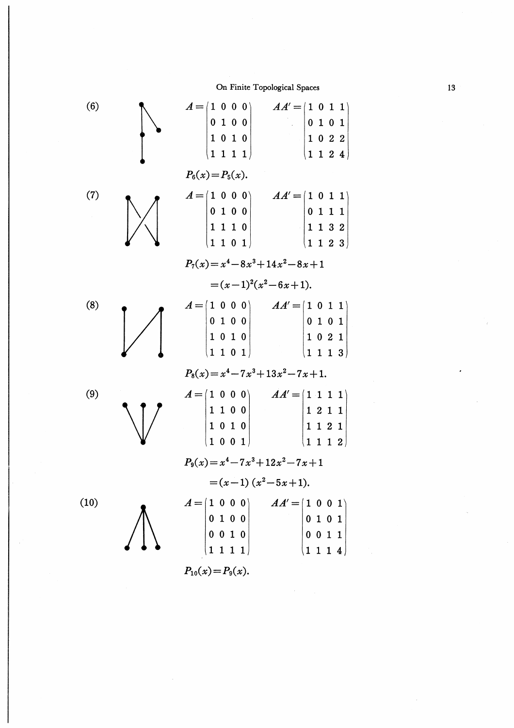(6)

$$A=\begin{pmatrix}1&0&0&0\\0&1&0&0\\1&0&1&0\\1&1&1&1\end{pmatrix}\qquad AA'=\begin{pmatrix}1&0&1&1\\0&1&0&1\\1&0&2&2\\1&1&2&4\end{pmatrix}$$

$P_6(x)=P_5(x).$

(7)

$$A=\begin{pmatrix}1&0&0&0\\0&1&0&0\\1&1&1&0\\1&1&0&1\end{pmatrix}\qquad AA'=\begin{pmatrix}1&0&1&1\\0&1&1&1\\1&1&3&2\\1&1&2&3\end{pmatrix}$$

$$P_7(x)=x^4-8x^3+14x^2-8x+1$$
$$=(x-1)^2(x^2-6x+1).$$

(8)

$$A=\begin{pmatrix}1&0&0&0\\0&1&0&0\\1&0&1&0\\1&1&0&1\end{pmatrix}\qquad AA'=\begin{pmatrix}1&0&1&1\\0&1&0&1\\1&0&2&1\\1&1&1&3\end{pmatrix}$$

$P_8(x)=x^4-7x^3+13x^2-7x+1.$

(9)

$$A=\begin{pmatrix}1&0&0&0\\1&1&0&0\\1&0&1&0\\1&0&0&1\end{pmatrix}\qquad AA'=\begin{pmatrix}1&1&1&1\\1&2&1&1\\1&1&2&1\\1&1&1&2\end{pmatrix}$$

$$P_9(x)=x^4-7x^3+12x^2-7x+1$$
$$=(x-1)\,(x^2-5x+1).$$

(10)

$$A=\begin{pmatrix}1&0&0&0\\0&1&0&0\\0&0&1&0\\1&1&1&1\end{pmatrix}\qquad AA'=\begin{pmatrix}1&0&0&1\\0&1&0&1\\0&0&1&1\\1&1&1&4\end{pmatrix}$$

$P_{10}(x)=P_9(x).$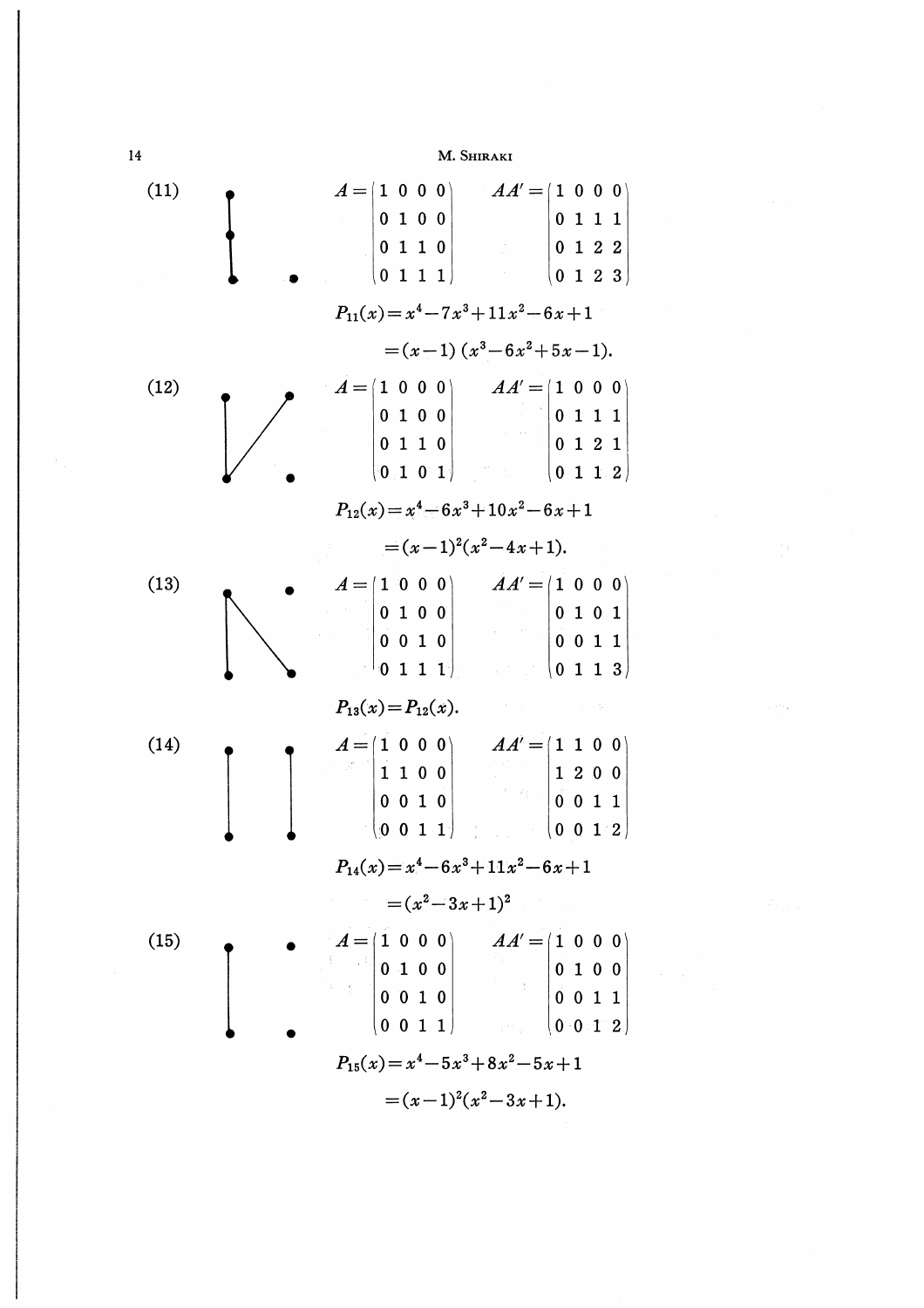(11)

$$A=\begin{pmatrix}1&0&0&0\\0&1&0&0\\0&1&1&0\\0&1&1&1\end{pmatrix}\qquad AA'=\begin{pmatrix}1&0&0&0\\0&1&1&1\\0&1&2&2\\0&1&2&3\end{pmatrix}$$

$$P_{11}(x)=x^4-7x^3+11x^2-6x+1$$

$$=(x-1)\,(x^3-6x^2+5x-1).$$

(12)

$$A=\begin{pmatrix}1&0&0&0\\0&1&0&0\\0&1&1&0\\0&1&0&1\end{pmatrix}\qquad AA'=\begin{pmatrix}1&0&0&0\\0&1&1&1\\0&1&2&1\\0&1&1&2\end{pmatrix}$$

$$P_{12}(x)=x^4-6x^3+10x^2-6x+1$$

$$=(x-1)^2(x^2-4x+1).$$

(13)

$$A=\begin{pmatrix}1&0&0&0\\0&1&0&0\\0&0&1&0\\0&1&1&1\end{pmatrix}\qquad AA'=\begin{pmatrix}1&0&0&0\\0&1&0&1\\0&0&1&1\\0&1&1&3\end{pmatrix}$$

$$P_{13}(x)=P_{12}(x).$$

(14)

$$A=\begin{pmatrix}1&0&0&0\\1&1&0&0\\0&0&1&0\\0&0&1&1\end{pmatrix}\qquad AA'=\begin{pmatrix}1&1&0&0\\1&2&0&0\\0&0&1&1\\0&0&1&2\end{pmatrix}$$

$$P_{14}(x)=x^4-6x^3+11x^2-6x+1$$

$$=(x^2-3x+1)^2$$

(15)

$$A=\begin{pmatrix}1&0&0&0\\0&1&0&0\\0&0&1&0\\0&0&1&1\end{pmatrix}\qquad AA'=\begin{pmatrix}1&0&0&0\\0&1&0&0\\0&0&1&1\\0&0&1&2\end{pmatrix}$$

$$P_{15}(x)=x^4-5x^3+8x^2-5x+1$$

$$=(x-1)^2(x^2-3x+1).$$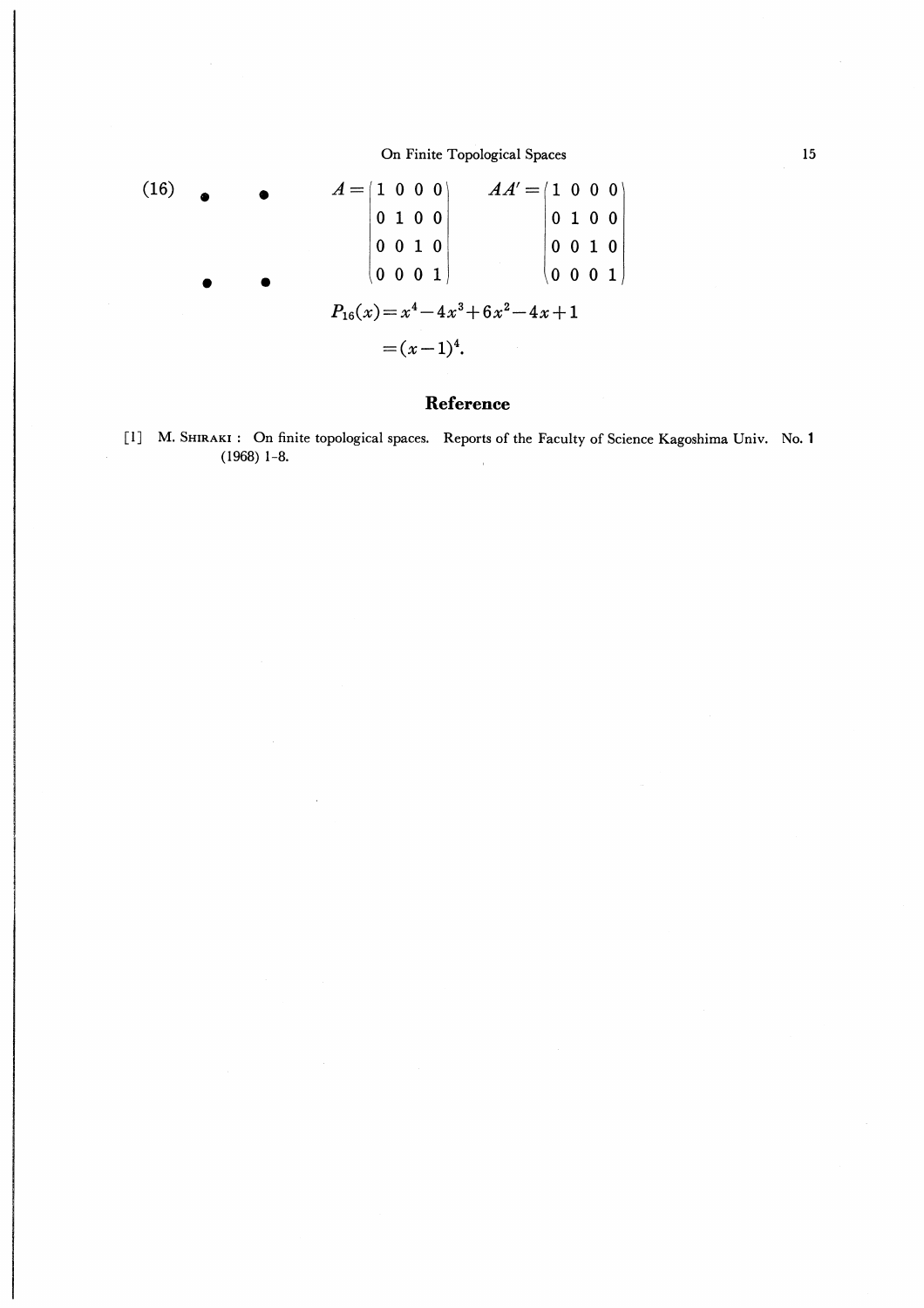(16)

$$A = \begin{pmatrix} 1 & 0 & 0 & 0 \\ 0 & 1 & 0 & 0 \\ 0 & 0 & 1 & 0 \\ 0 & 0 & 0 & 1 \end{pmatrix} \qquad AA' = \begin{pmatrix} 1 & 0 & 0 & 0 \\ 0 & 1 & 0 & 0 \\ 0 & 0 & 1 & 0 \\ 0 & 0 & 0 & 1 \end{pmatrix}$$

$$P_{16}(x) = x^4 - 4x^3 + 6x^2 - 4x + 1$$
$$= (x-1)^4.$$

## Reference

[1] M. SHIRAKI : On finite topological spaces. Reports of the Faculty of Science Kagoshima Univ. No. **1** (1968) 1-8.